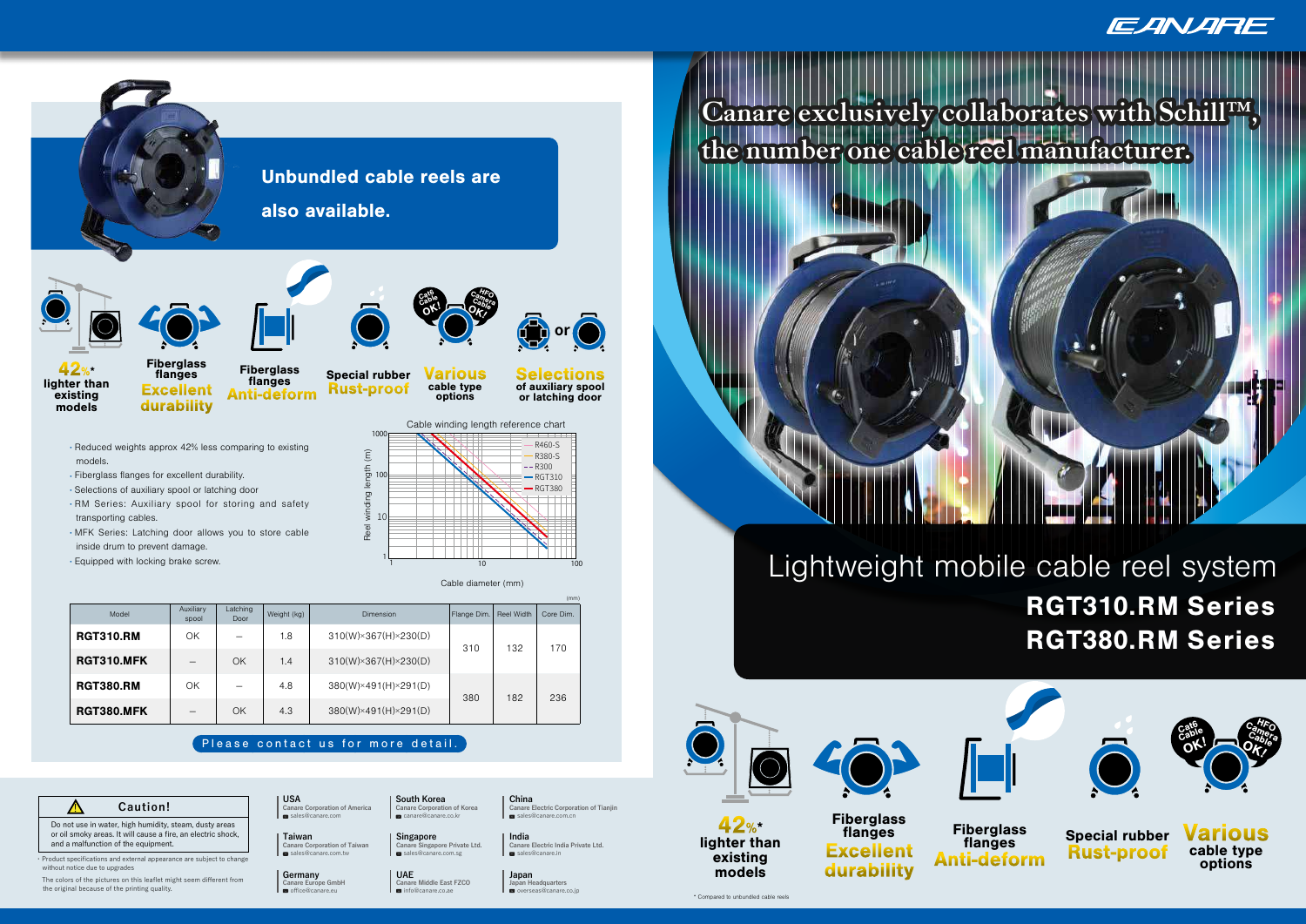# Canare exclusively collaborates with Schill™, the number one cable reel manufacturer.

## Lightweight mobile cable reel system

## RGT310.RM Series
## RGT380.RM Series

**42%*** lighter than existing models

**Fiberglass flanges** Excellent durability

**Fiberglass flanges** Anti-deform

**Special rubber** Rust-proof

**Various** cable type options

Cat6 Cable OK! / HFO Camera Cable OK!

* Compared to unbundled cable reels

---

**Unbundled cable reels are also available.**

**42%*** lighter than existing models

**Fiberglass flanges** Excellent durability

**Fiberglass flanges** Anti-deform

**Special rubber** Rust-proof

**Various** cable type options

**Selections** of auxiliary spool or latching door

- Reduced weights approx 42% less comparing to existing models.
- Fiberglass flanges for excellent durability.
- Selections of auxiliary spool or latching door
- RM Series: Auxiliary spool for storing and safety transporting cables.
- MFK Series: Latching door allows you to store cable inside drum to prevent damage.
- Equipped with locking brake screw.

Cable winding length reference chart

(Reel winding length (m) vs. Cable diameter (mm); R460-S, R380-S, R300, RGT310, RGT380)

(mm)

| Model | Auxiliary spool | Latching Door | Weight (kg) | Dimension | Flange Dim. | Reel Width | Core Dim. |
|---|---|---|---|---|---|---|---|
| **RGT310.RM** | OK | – | 1.8 | 310(W)×367(H)×230(D) | 310 | 132 | 170 |
| **RGT310.MFK** | – | OK | 1.4 | 310(W)×367(H)×230(D) | | | |
| **RGT380.RM** | OK | – | 4.8 | 380(W)×491(H)×291(D) | 380 | 182 | 236 |
| **RGT380.MFK** | – | OK | 4.3 | 380(W)×491(H)×291(D) | | | |

Please contact us for more detail.

**Caution!**

Do not use in water, high humidity, steam, dusty areas or oil smoky areas. It will cause a fire, an electric shock, and a malfunction of the equipment.

- Product specifications and external appearance are subject to change without notice due to upgrades

The colors of the pictures on this leaflet might seem different from the original because of the printing quality.

**USA**
Canare Corporation of America
sales@canare.com

**Taiwan**
Canare Corporation of Taiwan
sales@canare.com.tw

**Germany**
Canare Europe GmbH
office@canare.eu

**South Korea**
Canare Corporation of Korea
canare@canare.co.kr

**Singapore**
Canare Singapore Private Ltd.
sales@canare.com.sg

**UAE**
Canare Middle East FZCO
info@canare.co.ae

**China**
Canare Electric Corporation of Tianjin
sales@canare.com.cn

**India**
Canare Electric India Private Ltd.
sales@canare.in

**Japan**
Japan Headquarters
overseas@canare.co.jp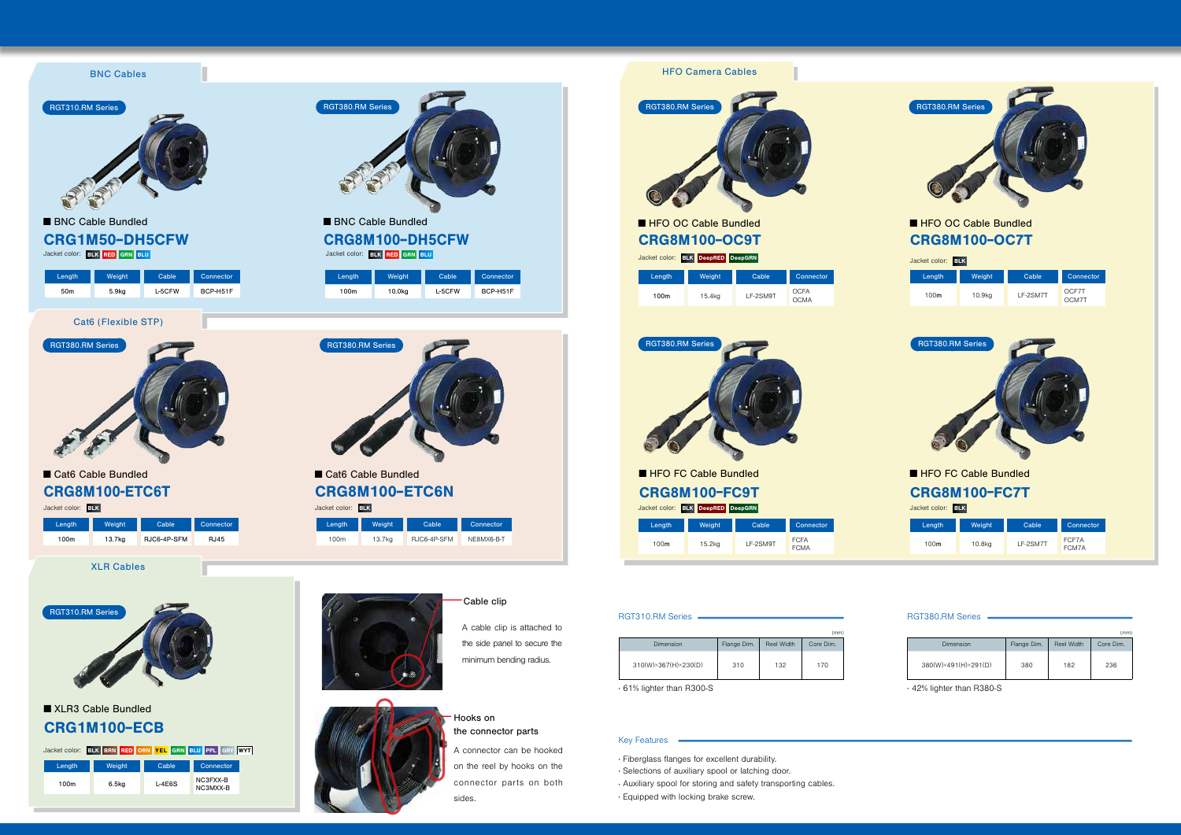## BNC Cables

RGT310.RM Series

### ■ BNC Cable Bundled

## CRG1M50-DH5CFW

Jacket color: BLK RED GRN BLU

| Length | Weight | Cable | Connector |
|---|---|---|---|
| 50m | 5.9kg | L-5CFW | BCP-H51F |

RGT380.RM Series

### ■ BNC Cable Bundled

## CRG8M100-DH5CFW

Jacket color: BLK RED GRN BLU

| Length | Weight | Cable | Connector |
|---|---|---|---|
| 100m | 10.0kg | L-5CFW | BCP-H51F |

## Cat6 (Flexible STP)

RGT380.RM Series

### ■ Cat6 Cable Bundled

## CRG8M100-ETC6T

Jacket color: BLK

| Length | Weight | Cable | Connector |
|---|---|---|---|
| 100m | 13.7kg | RJC6-4P-SFM | RJ45 |

RGT380.RM Series

### ■ Cat6 Cable Bundled

## CRG8M100-ETC6N

Jacket color: BLK

| Length | Weight | Cable | Connector |
|---|---|---|---|
| 100m | 13.7kg | RJC6-4P-SFM | NE8MX6-B-T |

## XLR Cables

RGT310.RM Series

### ■ XLR3 Cable Bundled

## CRG1M100-ECB

Jacket color: BLK BRN RED ORN YEL GRN BLU PPL GRY WYT

| Length | Weight | Cable | Connector |
|---|---|---|---|
| 100m | 6.5kg | L-4E6S | NC3FXX-B NC3MXX-B |

Cable clip

A cable clip is attached to the side panel to secure the minimum bending radius.

Hooks on the connector parts

A connector can be hooked on the reel by hooks on the connector parts on both sides.

## HFO Camera Cables

RGT380.RM Series

### ■ HFO OC Cable Bundled

## CRG8M100-OC9T

Jacket color: BLK DeepRED DeepGRN

| Length | Weight | Cable | Connector |
|---|---|---|---|
| 100m | 15.4kg | LF-2SM9T | OCFA OCMA |

RGT380.RM Series

### ■ HFO OC Cable Bundled

## CRG8M100-OC7T

Jacket color: BLK

| Length | Weight | Cable | Connector |
|---|---|---|---|
| 100m | 10.9kg | LF-2SM7T | OCF7T OCM7T |

RGT380.RM Series

### ■ HFO FC Cable Bundled

## CRG8M100-FC9T

Jacket color: BLK DeepRED DeepGRN

| Length | Weight | Cable | Connector |
|---|---|---|---|
| 100m | 15.2kg | LF-2SM9T | FCFA FCMA |

RGT380.RM Series

### ■ HFO FC Cable Bundled

## CRG8M100-FC7T

Jacket color: BLK

| Length | Weight | Cable | Connector |
|---|---|---|---|
| 100m | 10.8kg | LF-2SM7T | FCF7A FCM7A |

### RGT310.RM Series

(mm)

| Dimension | Flange Dim. | Reel Width | Core Dim. |
|---|---|---|---|
| 310(W)×367(H)×230(D) | 310 | 132 | 170 |

- 61% lighter than R300-S

### RGT380.RM Series

(mm)

| Dimension | Flange Dim. | Reel Width | Core Dim. |
|---|---|---|---|
| 380(W)×491(H)×291(D) | 380 | 182 | 236 |

- 42% lighter than R380-S

### Key Features

- Fiberglass flanges for excellent durability.
- Selections of auxiliary spool or latching door.
- Auxiliary spool for storing and safety transporting cables.
- Equipped with locking brake screw.